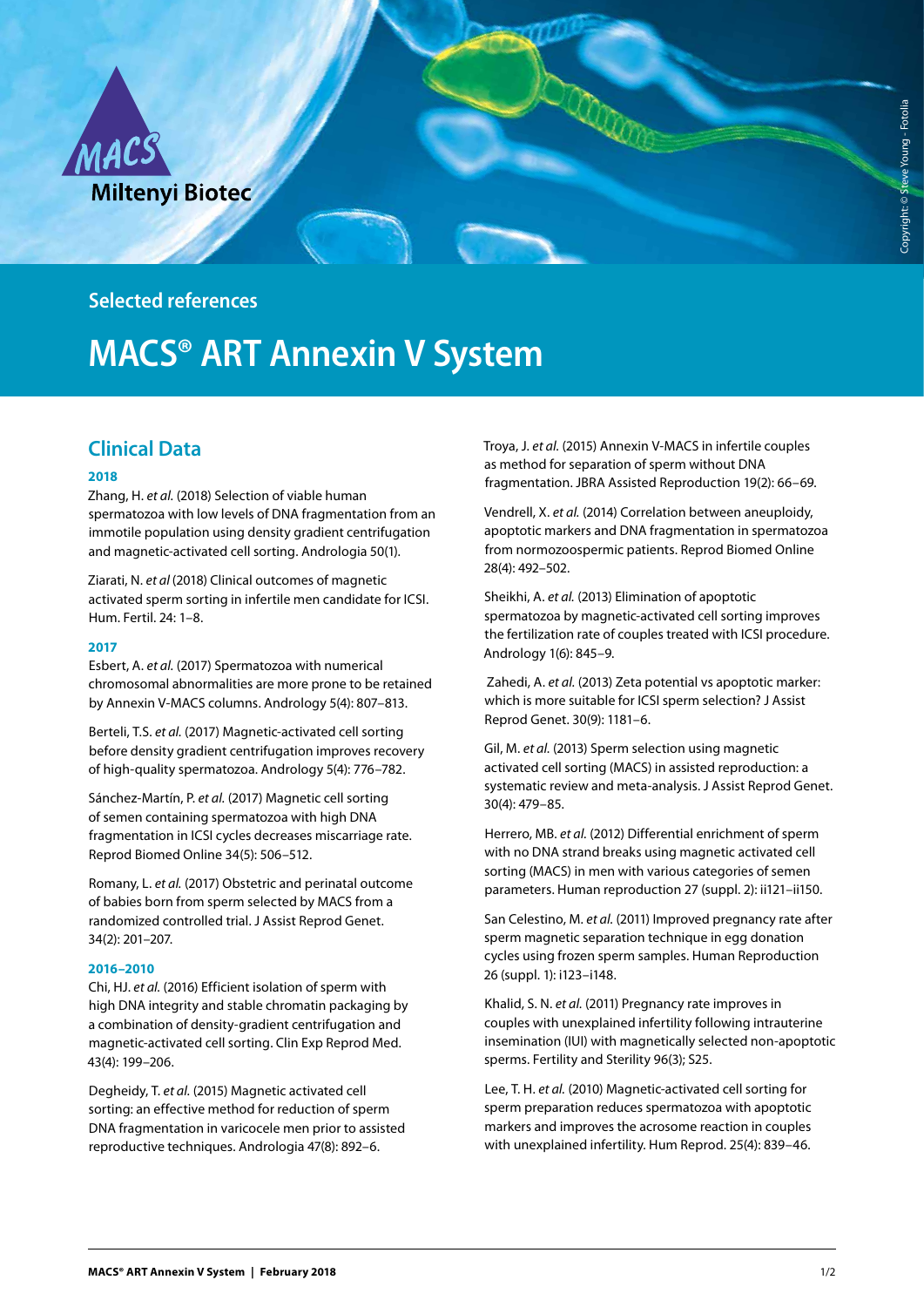Miltenyi Biotec

Selected references

# MACS® ART Annexin V System

## Clinical Data

### 2018

Zhang, H. *et al.* (2018) Selection of viable human spermatozoa with low levels of DNA fragmentation from an immotile population using density gradient centrifugation and magnetic-activated cell sorting. Andrologia 50(1).

Ziarati, N. *et al* (2018) Clinical outcomes of magnetic activated sperm sorting in infertile men candidate for ICSI. Hum. Fertil. 24: 1–8.

### 2017

Esbert, A. *et al.* (2017) Spermatozoa with numerical chromosomal abnormalities are more prone to be retained by Annexin V-MACS columns. Andrology 5(4): 807–813.

Berteli, T.S. *et al.* (2017) Magnetic-activated cell sorting before density gradient centrifugation improves recovery of high-quality spermatozoa. Andrology 5(4): 776–782.

Sánchez-Martín, P. *et al.* (2017) Magnetic cell sorting of semen containing spermatozoa with high DNA fragmentation in ICSI cycles decreases miscarriage rate. Reprod Biomed Online 34(5): 506–512.

Romany, L. *et al.* (2017) Obstetric and perinatal outcome of babies born from sperm selected by MACS from a randomized controlled trial. J Assist Reprod Genet. 34(2): 201–207.

### 2016–2010

Chi, HJ. *et al.* (2016) Efficient isolation of sperm with high DNA integrity and stable chromatin packaging by a combination of density-gradient centrifugation and magnetic-activated cell sorting. Clin Exp Reprod Med. 43(4): 199–206.

Degheidy, T. *et al.* (2015) Magnetic activated cell sorting: an effective method for reduction of sperm DNA fragmentation in varicocele men prior to assisted reproductive techniques. Andrologia 47(8): 892–6.

Troya, J. *et al.* (2015) Annexin V-MACS in infertile couples as method for separation of sperm without DNA fragmentation. JBRA Assisted Reproduction 19(2): 66–69.

Vendrell, X. *et al.* (2014) Correlation between aneuploidy, apoptotic markers and DNA fragmentation in spermatozoa from normozoospermic patients. Reprod Biomed Online 28(4): 492–502.

Sheikhi, A. *et al.* (2013) Elimination of apoptotic spermatozoa by magnetic-activated cell sorting improves the fertilization rate of couples treated with ICSI procedure. Andrology 1(6): 845–9.

Zahedi, A. *et al.* (2013) Zeta potential vs apoptotic marker: which is more suitable for ICSI sperm selection? J Assist Reprod Genet. 30(9): 1181–6.

Gil, M. *et al.* (2013) Sperm selection using magnetic activated cell sorting (MACS) in assisted reproduction: a systematic review and meta-analysis. J Assist Reprod Genet. 30(4): 479–85.

Herrero, MB. *et al.* (2012) Differential enrichment of sperm with no DNA strand breaks using magnetic activated cell sorting (MACS) in men with various categories of semen parameters. Human reproduction 27 (suppl. 2): ii121–ii150.

San Celestino, M. *et al.* (2011) Improved pregnancy rate after sperm magnetic separation technique in egg donation cycles using frozen sperm samples. Human Reproduction 26 (suppl. 1): i123–i148.

Khalid, S. N. *et al.* (2011) Pregnancy rate improves in couples with unexplained infertility following intrauterine insemination (IUI) with magnetically selected non-apoptotic sperms. Fertility and Sterility 96(3); S25.

Lee, T. H. *et al.* (2010) Magnetic-activated cell sorting for sperm preparation reduces spermatozoa with apoptotic markers and improves the acrosome reaction in couples with unexplained infertility. Hum Reprod. 25(4): 839–46.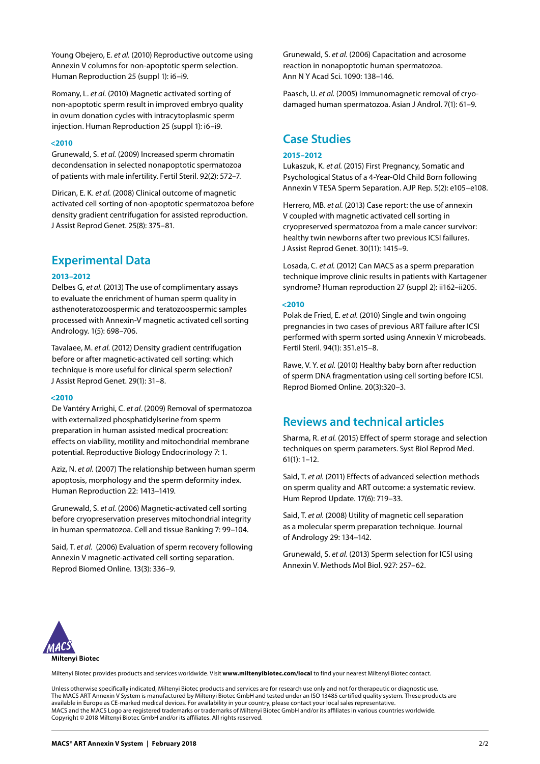Young Obejero, E. *et al.* (2010) Reproductive outcome using Annexin V columns for non-apoptotic sperm selection. Human Reproduction 25 (suppl 1): i6–i9.

Romany, L. *et al.* (2010) Magnetic activated sorting of non-apoptotic sperm result in improved embryo quality in ovum donation cycles with intracytoplasmic sperm injection. Human Reproduction 25 (suppl 1): i6–i9.

**<2010**

Grunewald, S. *et al.* (2009) Increased sperm chromatin decondensation in selected nonapoptotic spermatozoa of patients with male infertility. Fertil Steril. 92(2): 572–7.

Dirican, E. K. *et al.* (2008) Clinical outcome of magnetic activated cell sorting of non-apoptotic spermatozoa before density gradient centrifugation for assisted reproduction. J Assist Reprod Genet. 25(8): 375–81.

## Experimental Data

**2013–2012**

Delbes G, *et al.* (2013) The use of complimentary assays to evaluate the enrichment of human sperm quality in asthenoteratozoospermic and teratozoospermic samples processed with Annexin-V magnetic activated cell sorting Andrology. 1(5): 698–706.

Tavalaee, M. *et al.* (2012) Density gradient centrifugation before or after magnetic-activated cell sorting: which technique is more useful for clinical sperm selection? J Assist Reprod Genet. 29(1): 31–8.

**<2010**

De Vantéry Arrighi, C. *et al.* (2009) Removal of spermatozoa with externalized phosphatidylserine from sperm preparation in human assisted medical procreation: effects on viability, motility and mitochondrial membrane potential. Reproductive Biology Endocrinology 7: 1.

Aziz, N. *et al.* (2007) The relationship between human sperm apoptosis, morphology and the sperm deformity index. Human Reproduction 22: 1413–1419.

Grunewald, S. *et al.* (2006) Magnetic-activated cell sorting before cryopreservation preserves mitochondrial integrity in human spermatozoa. Cell and tissue Banking 7: 99–104.

Said, T. *et al.* (2006) Evaluation of sperm recovery following Annexin V magnetic-activated cell sorting separation. Reprod Biomed Online. 13(3): 336–9.

Grunewald, S. *et al.* (2006) Capacitation and acrosome reaction in nonapoptotic human spermatozoa. Ann N Y Acad Sci. 1090: 138–146.

Paasch, U. *et al.* (2005) Immunomagnetic removal of cryo-damaged human spermatozoa. Asian J Androl. 7(1): 61–9.

## Case Studies

**2015–2012**

Lukaszuk, K. *et al.* (2015) First Pregnancy, Somatic and Psychological Status of a 4-Year-Old Child Born following Annexin V TESA Sperm Separation. AJP Rep. 5(2): e105–e108.

Herrero, MB. *et al.* (2013) Case report: the use of annexin V coupled with magnetic activated cell sorting in cryopreserved spermatozoa from a male cancer survivor: healthy twin newborns after two previous ICSI failures. J Assist Reprod Genet. 30(11): 1415–9.

Losada, C. *et al.* (2012) Can MACS as a sperm preparation technique improve clinic results in patients with Kartagener syndrome? Human reproduction 27 (suppl 2): ii162–ii205.

**<2010**

Polak de Fried, E. *et al.* (2010) Single and twin ongoing pregnancies in two cases of previous ART failure after ICSI performed with sperm sorted using Annexin V microbeads. Fertil Steril. 94(1): 351.e15–8.

Rawe, V. Y. *et al.* (2010) Healthy baby born after reduction of sperm DNA fragmentation using cell sorting before ICSI. Reprod Biomed Online. 20(3):320–3.

## Reviews and technical articles

Sharma, R. *et al.* (2015) Effect of sperm storage and selection techniques on sperm parameters. Syst Biol Reprod Med. 61(1): 1–12.

Said, T. *et al.* (2011) Effects of advanced selection methods on sperm quality and ART outcome: a systematic review. Hum Reprod Update. 17(6): 719–33.

Said, T. *et al.* (2008) Utility of magnetic cell separation as a molecular sperm preparation technique. Journal of Andrology 29: 134–142.

Grunewald, S. *et al.* (2013) Sperm selection for ICSI using Annexin V. Methods Mol Biol. 927: 257–62.

**Miltenyi Biotec**

Miltenyi Biotec provides products and services worldwide. Visit **www.miltenyibiotec.com/local** to find your nearest Miltenyi Biotec contact.

Unless otherwise specifically indicated, Miltenyi Biotec products and services are for research use only and not for therapeutic or diagnostic use. The MACS ART Annexin V System is manufactured by Miltenyi Biotec GmbH and tested under an ISO 13485 certified quality system. These products are available in Europe as CE-marked medical devices. For availability in your country, please contact your local sales representative. MACS and the MACS Logo are registered trademarks or trademarks of Miltenyi Biotec GmbH and/or its affiliates in various countries worldwide. Copyright © 2018 Miltenyi Biotec GmbH and/or its affiliates. All rights reserved.